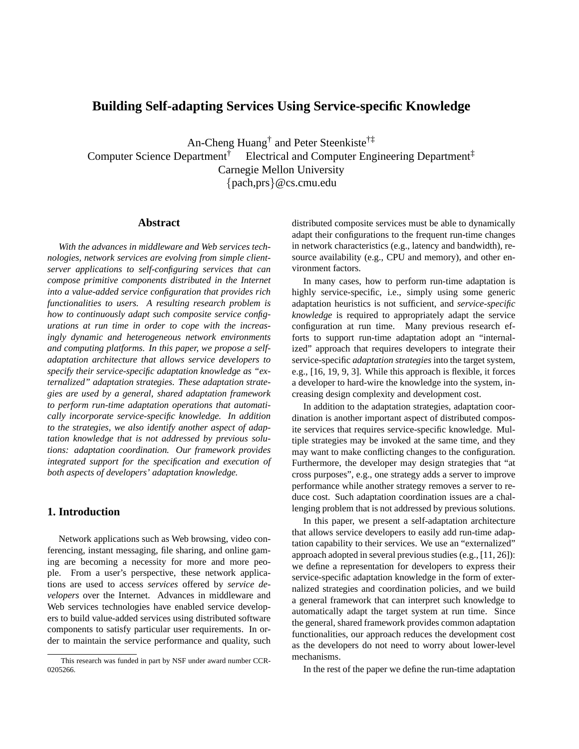# Building Self-adapting Services Using Service-specific Knowledge

An-Cheng Huang[†] and Peter Steenkiste[†‡]
Computer Science Department[†] Electrical and Computer Engineering Department[‡]
Carnegie Mellon University
{pach,prs}@cs.cmu.edu

## Abstract

*With the advances in middleware and Web services technologies, network services are evolving from simple client-server applications to self-configuring services that can compose primitive components distributed in the Internet into a value-added service configuration that provides rich functionalities to users. A resulting research problem is how to continuously adapt such composite service configurations at run time in order to cope with the increasingly dynamic and heterogeneous network environments and computing platforms. In this paper, we propose a self-adaptation architecture that allows service developers to specify their service-specific adaptation knowledge as "externalized" adaptation strategies. These adaptation strategies are used by a general, shared adaptation framework to perform run-time adaptation operations that automatically incorporate service-specific knowledge. In addition to the strategies, we also identify another aspect of adaptation knowledge that is not addressed by previous solutions: adaptation coordination. Our framework provides integrated support for the specification and execution of both aspects of developers' adaptation knowledge.*

## 1. Introduction

Network applications such as Web browsing, video conferencing, instant messaging, file sharing, and online gaming are becoming a necessity for more and more people. From a user's perspective, these network applications are used to access *services* offered by *service developers* over the Internet. Advances in middleware and Web services technologies have enabled service developers to build value-added services using distributed software components to satisfy particular user requirements. In order to maintain the service performance and quality, such distributed composite services must be able to dynamically adapt their configurations to the frequent run-time changes in network characteristics (e.g., latency and bandwidth), resource availability (e.g., CPU and memory), and other environment factors.

In many cases, how to perform run-time adaptation is highly service-specific, i.e., simply using some generic adaptation heuristics is not sufficient, and *service-specific knowledge* is required to appropriately adapt the service configuration at run time. Many previous research efforts to support run-time adaptation adopt an "internalized" approach that requires developers to integrate their service-specific *adaptation strategies* into the target system, e.g., [16, 19, 9, 3]. While this approach is flexible, it forces a developer to hard-wire the knowledge into the system, increasing design complexity and development cost.

In addition to the adaptation strategies, adaptation coordination is another important aspect of distributed composite services that requires service-specific knowledge. Multiple strategies may be invoked at the same time, and they may want to make conflicting changes to the configuration. Furthermore, the developer may design strategies that "at cross purposes", e.g., one strategy adds a server to improve performance while another strategy removes a server to reduce cost. Such adaptation coordination issues are a challenging problem that is not addressed by previous solutions.

In this paper, we present a self-adaptation architecture that allows service developers to easily add run-time adaptation capability to their services. We use an "externalized" approach adopted in several previous studies (e.g., [11, 26]): we define a representation for developers to express their service-specific adaptation knowledge in the form of externalized strategies and coordination policies, and we build a general framework that can interpret such knowledge to automatically adapt the target system at run time. Since the general, shared framework provides common adaptation functionalities, our approach reduces the development cost as the developers do not need to worry about lower-level mechanisms.

In the rest of the paper we define the run-time adaptation

---

This research was funded in part by NSF under award number CCR-0205266.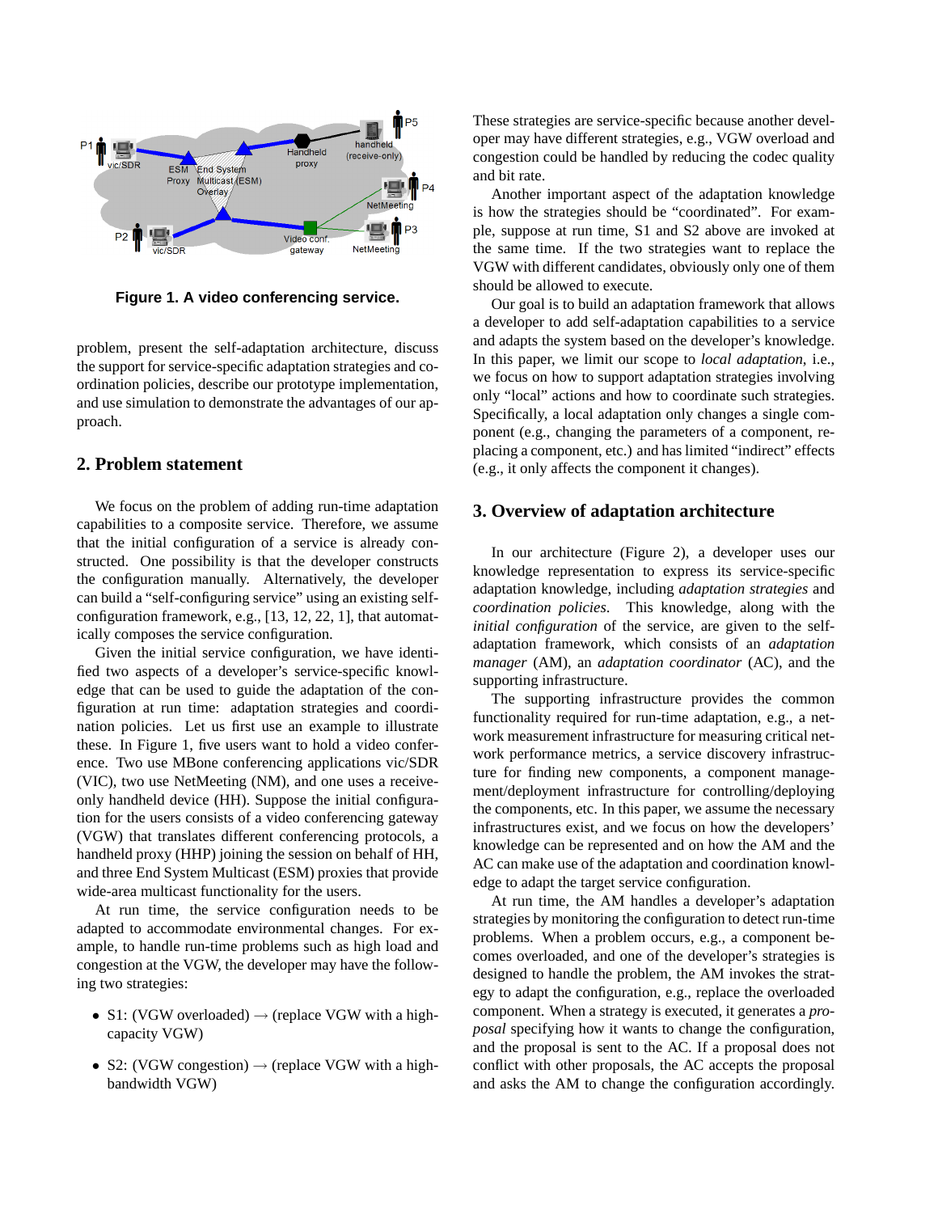Figure 1. A video conferencing service.

problem, present the self-adaptation architecture, discuss the support for service-specific adaptation strategies and coordination policies, describe our prototype implementation, and use simulation to demonstrate the advantages of our approach.

## 2. Problem statement

We focus on the problem of adding run-time adaptation capabilities to a composite service. Therefore, we assume that the initial configuration of a service is already constructed. One possibility is that the developer constructs the configuration manually. Alternatively, the developer can build a "self-configuring service" using an existing self-configuration framework, e.g., [13, 12, 22, 1], that automatically composes the service configuration.

Given the initial service configuration, we have identified two aspects of a developer's service-specific knowledge that can be used to guide the adaptation of the configuration at run time: adaptation strategies and coordination policies. Let us first use an example to illustrate these. In Figure 1, five users want to hold a video conference. Two use MBone conferencing applications vic/SDR (VIC), two use NetMeeting (NM), and one uses a receive-only handheld device (HH). Suppose the initial configuration for the users consists of a video conferencing gateway (VGW) that translates different conferencing protocols, a handheld proxy (HHP) joining the session on behalf of HH, and three End System Multicast (ESM) proxies that provide wide-area multicast functionality for the users.

At run time, the service configuration needs to be adapted to accommodate environmental changes. For example, to handle run-time problems such as high load and congestion at the VGW, the developer may have the following two strategies:

- S1: (VGW overloaded) → (replace VGW with a high-capacity VGW)
- S2: (VGW congestion) → (replace VGW with a high-bandwidth VGW)

These strategies are service-specific because another developer may have different strategies, e.g., VGW overload and congestion could be handled by reducing the codec quality and bit rate.

Another important aspect of the adaptation knowledge is how the strategies should be "coordinated". For example, suppose at run time, S1 and S2 above are invoked at the same time. If the two strategies want to replace the VGW with different candidates, obviously only one of them should be allowed to execute.

Our goal is to build an adaptation framework that allows a developer to add self-adaptation capabilities to a service and adapts the system based on the developer's knowledge. In this paper, we limit our scope to *local adaptation*, i.e., we focus on how to support adaptation strategies involving only "local" actions and how to coordinate such strategies. Specifically, a local adaptation only changes a single component (e.g., changing the parameters of a component, replacing a component, etc.) and has limited "indirect" effects (e.g., it only affects the component it changes).

## 3. Overview of adaptation architecture

In our architecture (Figure 2), a developer uses our knowledge representation to express its service-specific adaptation knowledge, including *adaptation strategies* and *coordination policies*. This knowledge, along with the *initial configuration* of the service, are given to the self-adaptation framework, which consists of an *adaptation manager* (AM), an *adaptation coordinator* (AC), and the supporting infrastructure.

The supporting infrastructure provides the common functionality required for run-time adaptation, e.g., a network measurement infrastructure for measuring critical network performance metrics, a service discovery infrastructure for finding new components, a component management/deployment infrastructure for controlling/deploying the components, etc. In this paper, we assume the necessary infrastructures exist, and we focus on how the developers' knowledge can be represented and on how the AM and the AC can make use of the adaptation and coordination knowledge to adapt the target service configuration.

At run time, the AM handles a developer's adaptation strategies by monitoring the configuration to detect run-time problems. When a problem occurs, e.g., a component becomes overloaded, and one of the developer's strategies is designed to handle the problem, the AM invokes the strategy to adapt the configuration, e.g., replace the overloaded component. When a strategy is executed, it generates a *proposal* specifying how it wants to change the configuration, and the proposal is sent to the AC. If a proposal does not conflict with other proposals, the AC accepts the proposal and asks the AM to change the configuration accordingly.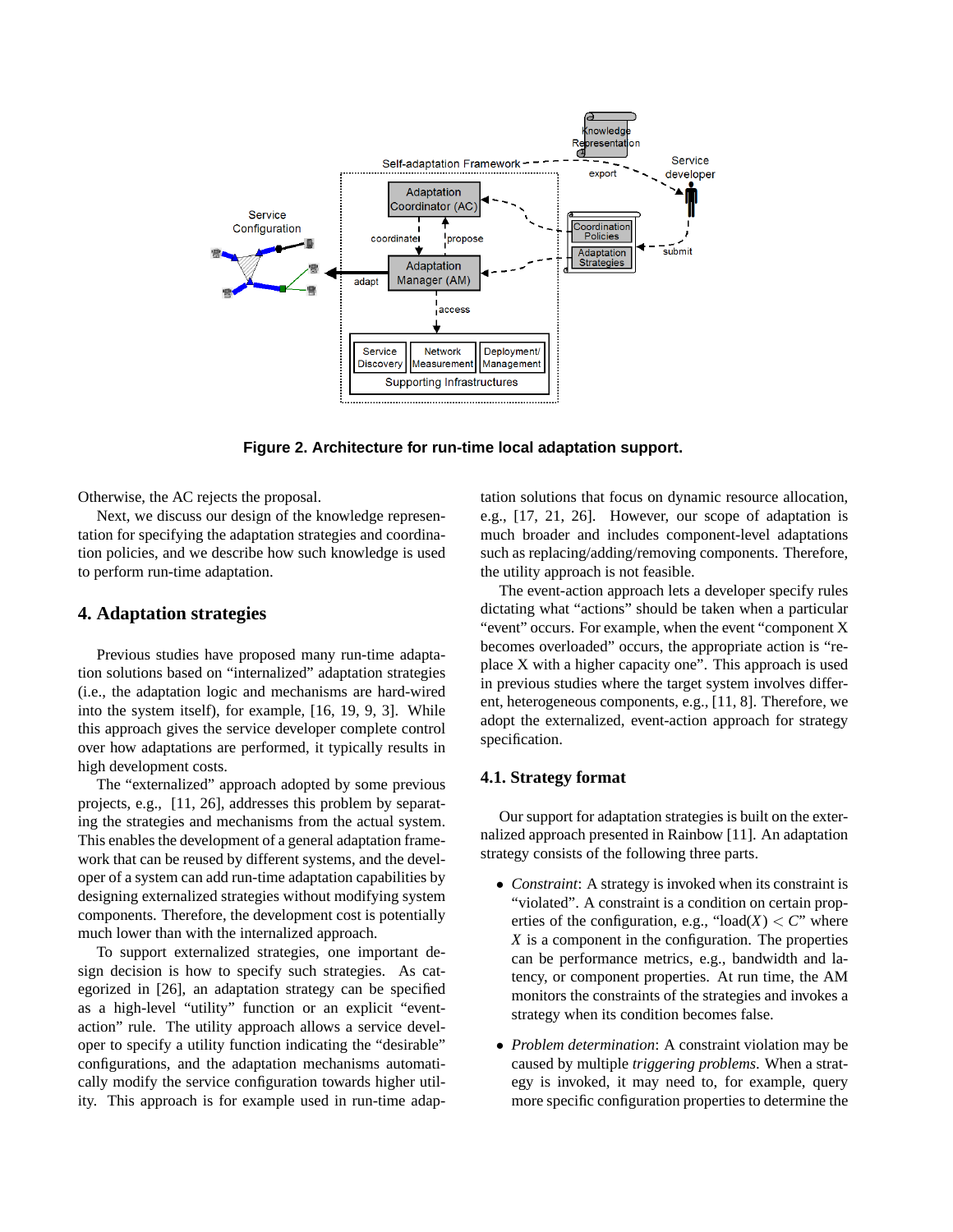Figure 2. Architecture for run-time local adaptation support.

Otherwise, the AC rejects the proposal.

Next, we discuss our design of the knowledge representation for specifying the adaptation strategies and coordination policies, and we describe how such knowledge is used to perform run-time adaptation.

## 4. Adaptation strategies

Previous studies have proposed many run-time adaptation solutions based on "internalized" adaptation strategies (i.e., the adaptation logic and mechanisms are hard-wired into the system itself), for example, [16, 19, 9, 3]. While this approach gives the service developer complete control over how adaptations are performed, it typically results in high development costs.

The "externalized" approach adopted by some previous projects, e.g., [11, 26], addresses this problem by separating the strategies and mechanisms from the actual system. This enables the development of a general adaptation framework that can be reused by different systems, and the developer of a system can add run-time adaptation capabilities by designing externalized strategies without modifying system components. Therefore, the development cost is potentially much lower than with the internalized approach.

To support externalized strategies, one important design decision is how to specify such strategies. As categorized in [26], an adaptation strategy can be specified as a high-level "utility" function or an explicit "event-action" rule. The utility approach allows a service developer to specify a utility function indicating the "desirable" configurations, and the adaptation mechanisms automatically modify the service configuration towards higher utility. This approach is for example used in run-time adaptation solutions that focus on dynamic resource allocation, e.g., [17, 21, 26]. However, our scope of adaptation is much broader and includes component-level adaptations such as replacing/adding/removing components. Therefore, the utility approach is not feasible.

The event-action approach lets a developer specify rules dictating what "actions" should be taken when a particular "event" occurs. For example, when the event "component X becomes overloaded" occurs, the appropriate action is "replace X with a higher capacity one". This approach is used in previous studies where the target system involves different, heterogeneous components, e.g., [11, 8]. Therefore, we adopt the externalized, event-action approach for strategy specification.

### 4.1. Strategy format

Our support for adaptation strategies is built on the externalized approach presented in Rainbow [11]. An adaptation strategy consists of the following three parts.

- *Constraint*: A strategy is invoked when its constraint is "violated". A constraint is a condition on certain properties of the configuration, e.g., "load($X$) $< C$" where $X$ is a component in the configuration. The properties can be performance metrics, e.g., bandwidth and latency, or component properties. At run time, the AM monitors the constraints of the strategies and invokes a strategy when its condition becomes false.
- *Problem determination*: A constraint violation may be caused by multiple *triggering problems*. When a strategy is invoked, it may need to, for example, query more specific configuration properties to determine the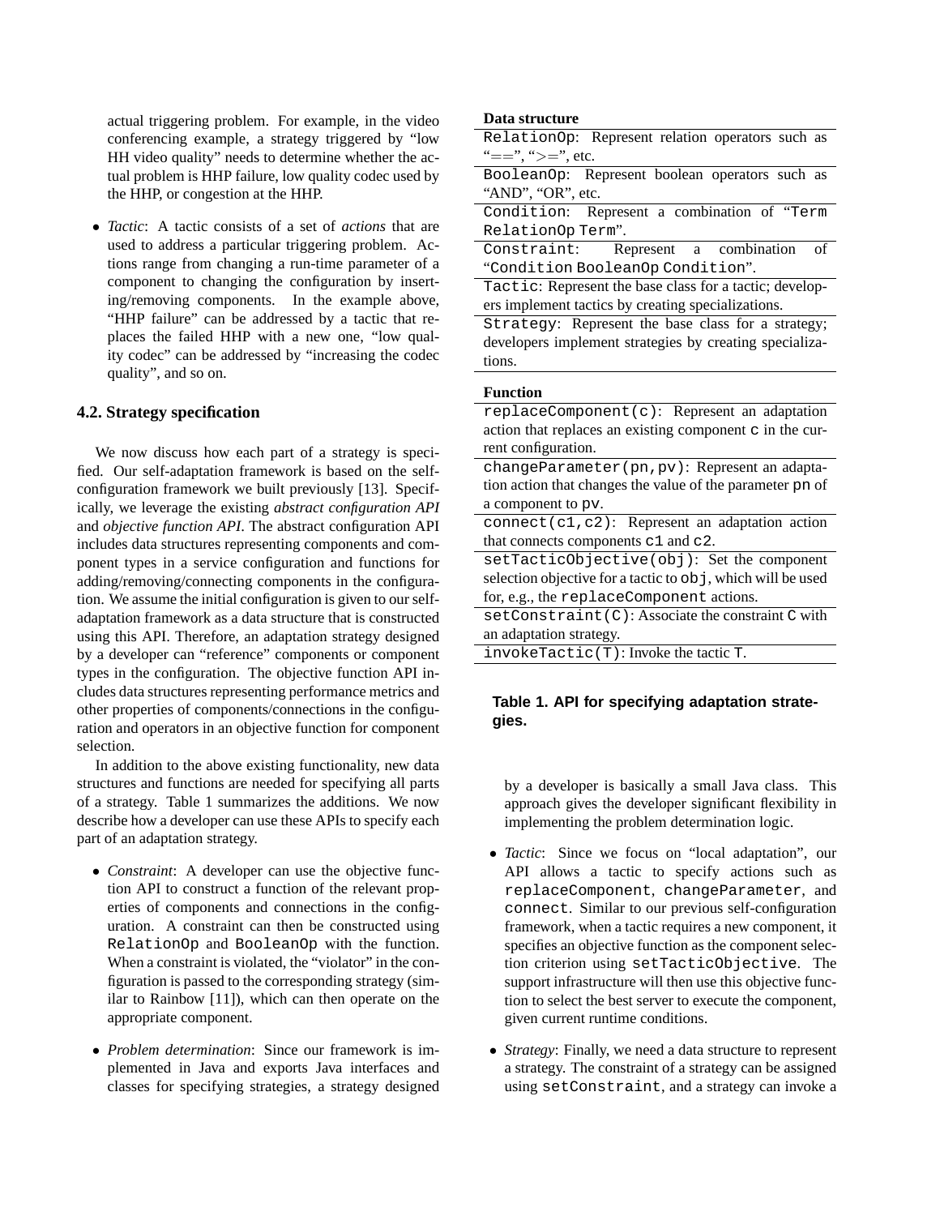actual triggering problem. For example, in the video conferencing example, a strategy triggered by "low HH video quality" needs to determine whether the actual problem is HHP failure, low quality codec used by the HHP, or congestion at the HHP.

- *Tactic*: A tactic consists of a set of *actions* that are used to address a particular triggering problem. Actions range from changing a run-time parameter of a component to changing the configuration by inserting/removing components. In the example above, "HHP failure" can be addressed by a tactic that replaces the failed HHP with a new one, "low quality codec" can be addressed by "increasing the codec quality", and so on.

### 4.2. Strategy specification

We now discuss how each part of a strategy is specified. Our self-adaptation framework is based on the self-configuration framework we built previously [13]. Specifically, we leverage the existing *abstract configuration API* and *objective function API*. The abstract configuration API includes data structures representing components and component types in a service configuration and functions for adding/removing/connecting components in the configuration. We assume the initial configuration is given to our self-adaptation framework as a data structure that is constructed using this API. Therefore, an adaptation strategy designed by a developer can "reference" components or component types in the configuration. The objective function API includes data structures representing performance metrics and other properties of components/connections in the configuration and operators in an objective function for component selection.

In addition to the above existing functionality, new data structures and functions are needed for specifying all parts of a strategy. Table 1 summarizes the additions. We now describe how a developer can use these APIs to specify each part of an adaptation strategy.

- *Constraint*: A developer can use the objective function API to construct a function of the relevant properties of components and connections in the configuration. A constraint can then be constructed using `RelationOp` and `BooleanOp` with the function. When a constraint is violated, the "violator" in the configuration is passed to the corresponding strategy (similar to Rainbow [11]), which can then operate on the appropriate component.

- *Problem determination*: Since our framework is implemented in Java and exports Java interfaces and classes for specifying strategies, a strategy designed by a developer is basically a small Java class. This approach gives the developer significant flexibility in implementing the problem determination logic.

- *Tactic*: Since we focus on "local adaptation", our API allows a tactic to specify actions such as `replaceComponent`, `changeParameter`, and `connect`. Similar to our previous self-configuration framework, when a tactic requires a new component, it specifies an objective function as the component selection criterion using `setTacticObjective`. The support infrastructure will then use this objective function to select the best server to execute the component, given current runtime conditions.

- *Strategy*: Finally, we need a data structure to represent a strategy. The constraint of a strategy can be assigned using `setConstraint`, and a strategy can invoke a

| **Data structure** |
|---|
| `RelationOp`: Represent relation operators such as "==", ">=", etc. |
| `BooleanOp`: Represent boolean operators such as "AND", "OR", etc. |
| `Condition`: Represent a combination of "`Term RelationOp Term`". |
| `Constraint`: Represent a combination of "`Condition BooleanOp Condition`". |
| `Tactic`: Represent the base class for a tactic; developers implement tactics by creating specializations. |
| `Strategy`: Represent the base class for a strategy; developers implement strategies by creating specializations. |

| **Function** |
|---|
| `replaceComponent(c)`: Represent an adaptation action that replaces an existing component `c` in the current configuration. |
| `changeParameter(pn,pv)`: Represent an adaptation action that changes the value of the parameter `pn` of a component to `pv`. |
| `connect(c1,c2)`: Represent an adaptation action that connects components `c1` and `c2`. |
| `setTacticObjective(obj)`: Set the component selection objective for a tactic to `obj`, which will be used for, e.g., the `replaceComponent` actions. |
| `setConstraint(C)`: Associate the constraint `C` with an adaptation strategy. |
| `invokeTactic(T)`: Invoke the tactic `T`. |

**Table 1. API for specifying adaptation strategies.**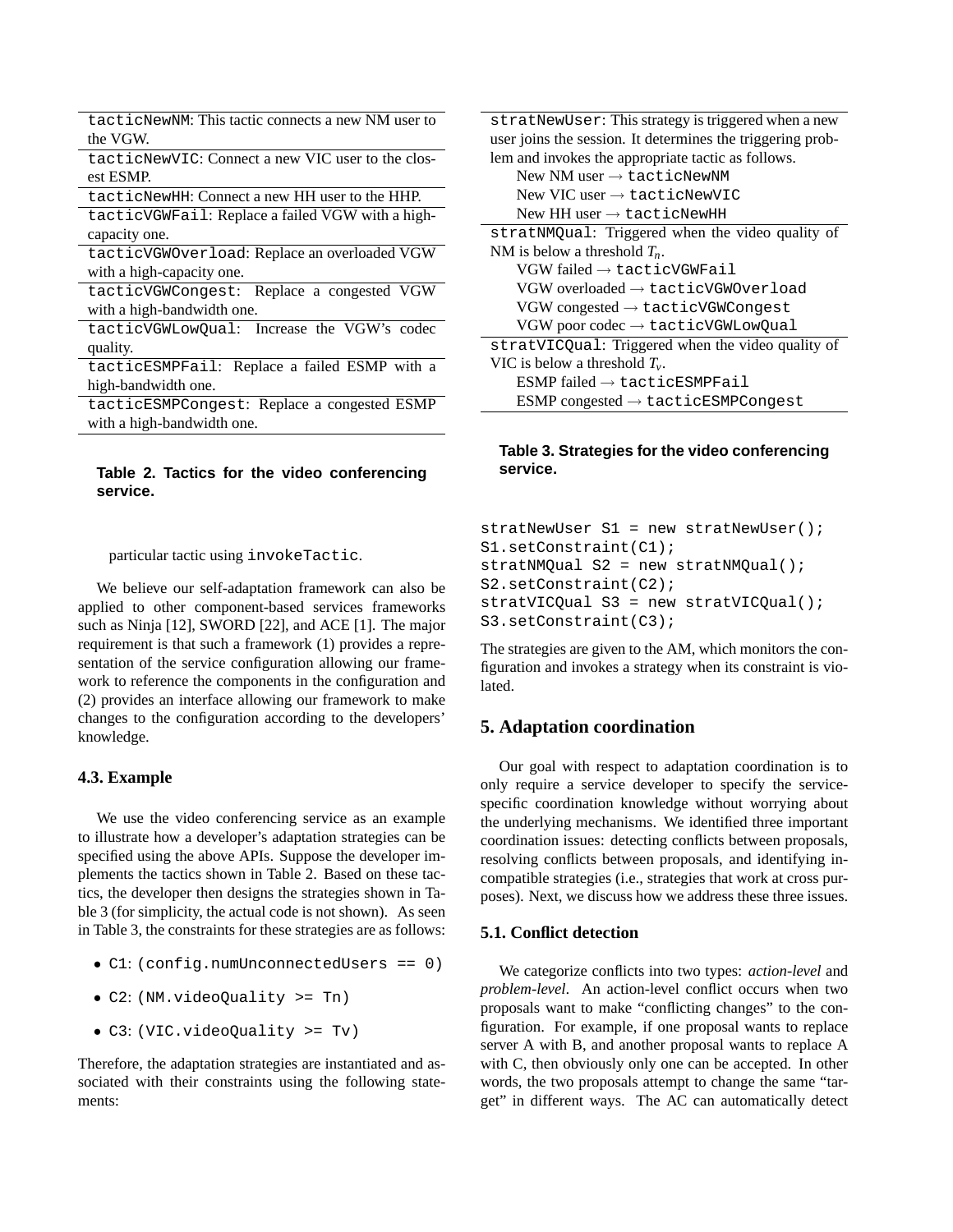| |
|---|
| `tacticNewNM`: This tactic connects a new NM user to the VGW. |
| `tacticNewVIC`: Connect a new VIC user to the closest ESMP. |
| `tacticNewHH`: Connect a new HH user to the HHP. |
| `tacticVGWFail`: Replace a failed VGW with a high-capacity one. |
| `tacticVGWOverload`: Replace an overloaded VGW with a high-capacity one. |
| `tacticVGWCongest`: Replace a congested VGW with a high-bandwidth one. |
| `tacticVGWLowQual`: Increase the VGW's codec quality. |
| `tacticESMPFail`: Replace a failed ESMP with a high-bandwidth one. |
| `tacticESMPCongest`: Replace a congested ESMP with a high-bandwidth one. |

**Table 2. Tactics for the video conferencing service.**

particular tactic using `invokeTactic`.

We believe our self-adaptation framework can also be applied to other component-based services frameworks such as Ninja [12], SWORD [22], and ACE [1]. The major requirement is that such a framework (1) provides a representation of the service configuration allowing our framework to reference the components in the configuration and (2) provides an interface allowing our framework to make changes to the configuration according to the developers' knowledge.

### 4.3. Example

We use the video conferencing service as an example to illustrate how a developer's adaptation strategies can be specified using the above APIs. Suppose the developer implements the tactics shown in Table 2. Based on these tactics, the developer then designs the strategies shown in Table 3 (for simplicity, the actual code is not shown). As seen in Table 3, the constraints for these strategies are as follows:

- C1: `(config.numUnconnectedUsers == 0)`
- C2: `(NM.videoQuality >= Tn)`
- C3: `(VIC.videoQuality >= Tv)`

Therefore, the adaptation strategies are instantiated and associated with their constraints using the following statements:

| |
|---|
| `stratNewUser`: This strategy is triggered when a new user joins the session. It determines the triggering problem and invokes the appropriate tactic as follows.<br>New NM user → `tacticNewNM`<br>New VIC user → `tacticNewVIC`<br>New HH user → `tacticNewHH` |
| `stratNMQual`: Triggered when the video quality of NM is below a threshold $T_n$.<br>VGW failed → `tacticVGWFail`<br>VGW overloaded → `tacticVGWOverload`<br>VGW congested → `tacticVGWCongest`<br>VGW poor codec → `tacticVGWLowQual` |
| `stratVICQual`: Triggered when the video quality of VIC is below a threshold $T_v$.<br>ESMP failed → `tacticESMPFail`<br>ESMP congested → `tacticESMPCongest` |

**Table 3. Strategies for the video conferencing service.**

```
stratNewUser S1 = new stratNewUser();
S1.setConstraint(C1);
stratNMQual S2 = new stratNMQual();
S2.setConstraint(C2);
stratVICQual S3 = new stratVICQual();
S3.setConstraint(C3);
```

The strategies are given to the AM, which monitors the configuration and invokes a strategy when its constraint is violated.

## 5. Adaptation coordination

Our goal with respect to adaptation coordination is to only require a service developer to specify the service-specific coordination knowledge without worrying about the underlying mechanisms. We identified three important coordination issues: detecting conflicts between proposals, resolving conflicts between proposals, and identifying incompatible strategies (i.e., strategies that work at cross purposes). Next, we discuss how we address these three issues.

### 5.1. Conflict detection

We categorize conflicts into two types: *action-level* and *problem-level*. An action-level conflict occurs when two proposals want to make "conflicting changes" to the configuration. For example, if one proposal wants to replace server A with B, and another proposal wants to replace A with C, then obviously only one can be accepted. In other words, the two proposals attempt to change the same "target" in different ways. The AC can automatically detect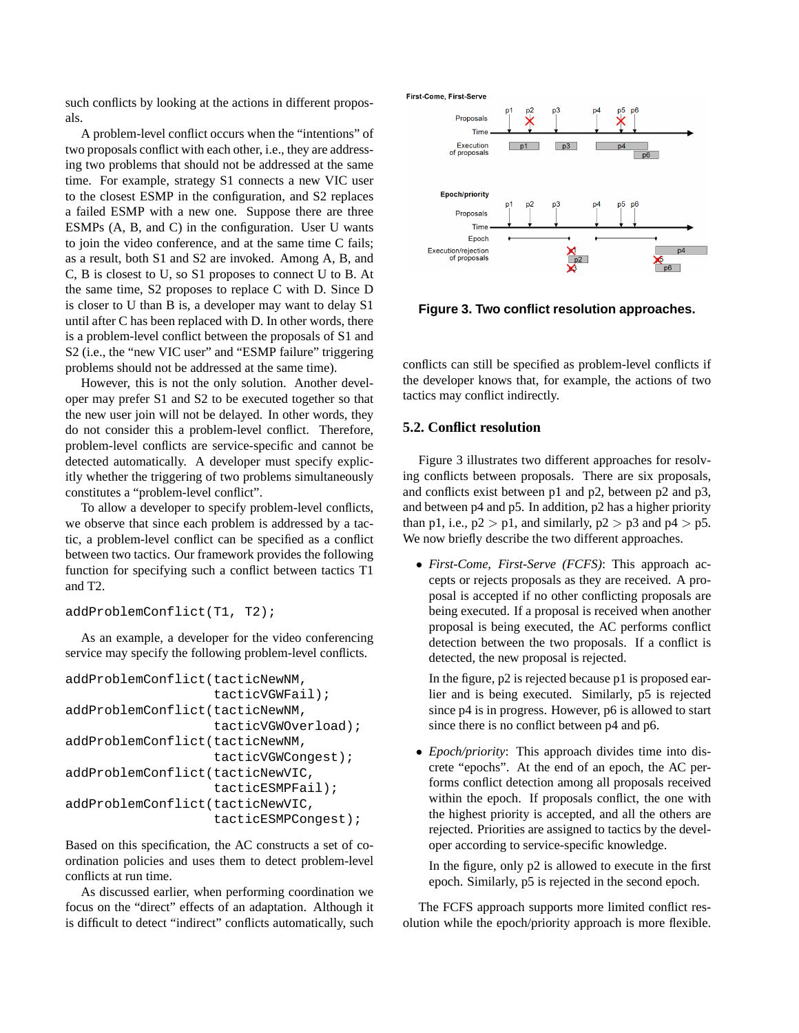such conflicts by looking at the actions in different proposals.

A problem-level conflict occurs when the "intentions" of two proposals conflict with each other, i.e., they are addressing two problems that should not be addressed at the same time. For example, strategy S1 connects a new VIC user to the closest ESMP in the configuration, and S2 replaces a failed ESMP with a new one. Suppose there are three ESMPs (A, B, and C) in the configuration. User U wants to join the video conference, and at the same time C fails; as a result, both S1 and S2 are invoked. Among A, B, and C, B is closest to U, so S1 proposes to connect U to B. At the same time, S2 proposes to replace C with D. Since D is closer to U than B is, a developer may want to delay S1 until after C has been replaced with D. In other words, there is a problem-level conflict between the proposals of S1 and S2 (i.e., the "new VIC user" and "ESMP failure" triggering problems should not be addressed at the same time).

However, this is not the only solution. Another developer may prefer S1 and S2 to be executed together so that the new user join will not be delayed. In other words, they do not consider this a problem-level conflict. Therefore, problem-level conflicts are service-specific and cannot be detected automatically. A developer must specify explicitly whether the triggering of two problems simultaneously constitutes a "problem-level conflict".

To allow a developer to specify problem-level conflicts, we observe that since each problem is addressed by a tactic, a problem-level conflict can be specified as a conflict between two tactics. Our framework provides the following function for specifying such a conflict between tactics T1 and T2.

```
addProblemConflict(T1, T2);
```

As an example, a developer for the video conferencing service may specify the following problem-level conflicts.

```
addProblemConflict(tacticNewNM,
                   tacticVGWFail);
addProblemConflict(tacticNewNM,
                   tacticVGWOverload);
addProblemConflict(tacticNewNM,
                   tacticVGWCongest);
addProblemConflict(tacticNewVIC,
                   tacticESMPFail);
addProblemConflict(tacticNewVIC,
                   tacticESMPCongest);
```

Based on this specification, the AC constructs a set of coordination policies and uses them to detect problem-level conflicts at run time.

As discussed earlier, when performing coordination we focus on the "direct" effects of an adaptation. Although it is difficult to detect "indirect" conflicts automatically, such conflicts can still be specified as problem-level conflicts if the developer knows that, for example, the actions of two tactics may conflict indirectly.

**Figure 3. Two conflict resolution approaches.**

## 5.2. Conflict resolution

Figure 3 illustrates two different approaches for resolving conflicts between proposals. There are six proposals, and conflicts exist between p1 and p2, between p2 and p3, and between p4 and p5. In addition, p2 has a higher priority than p1, i.e., p2 > p1, and similarly, p2 > p3 and p4 > p5. We now briefly describe the two different approaches.

- *First-Come, First-Serve (FCFS)*: This approach accepts or rejects proposals as they are received. A proposal is accepted if no other conflicting proposals are being executed. If a proposal is received when another proposal is being executed, the AC performs conflict detection between the two proposals. If a conflict is detected, the new proposal is rejected.

  In the figure, p2 is rejected because p1 is proposed earlier and is being executed. Similarly, p5 is rejected since p4 is in progress. However, p6 is allowed to start since there is no conflict between p4 and p6.

- *Epoch/priority*: This approach divides time into discrete "epochs". At the end of an epoch, the AC performs conflict detection among all proposals received within the epoch. If proposals conflict, the one with the highest priority is accepted, and all the others are rejected. Priorities are assigned to tactics by the developer according to service-specific knowledge.

  In the figure, only p2 is allowed to execute in the first epoch. Similarly, p5 is rejected in the second epoch.

The FCFS approach supports more limited conflict resolution while the epoch/priority approach is more flexible.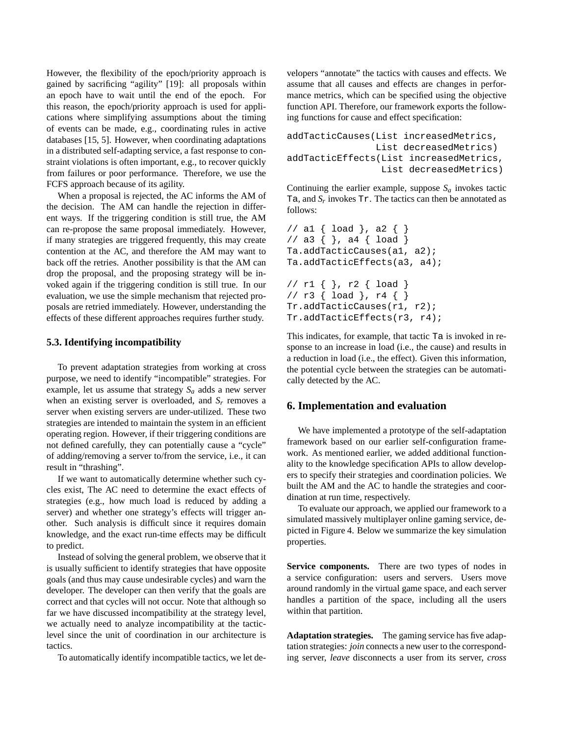However, the flexibility of the epoch/priority approach is gained by sacrificing "agility" [19]: all proposals within an epoch have to wait until the end of the epoch. For this reason, the epoch/priority approach is used for applications where simplifying assumptions about the timing of events can be made, e.g., coordinating rules in active databases [15, 5]. However, when coordinating adaptations in a distributed self-adapting service, a fast response to constraint violations is often important, e.g., to recover quickly from failures or poor performance. Therefore, we use the FCFS approach because of its agility.

When a proposal is rejected, the AC informs the AM of the decision. The AM can handle the rejection in different ways. If the triggering condition is still true, the AM can re-propose the same proposal immediately. However, if many strategies are triggered frequently, this may create contention at the AC, and therefore the AM may want to back off the retries. Another possibility is that the AM can drop the proposal, and the proposing strategy will be invoked again if the triggering condition is still true. In our evaluation, we use the simple mechanism that rejected proposals are retried immediately. However, understanding the effects of these different approaches requires further study.

### 5.3. Identifying incompatibility

To prevent adaptation strategies from working at cross purpose, we need to identify "incompatible" strategies. For example, let us assume that strategy $S_a$ adds a new server when an existing server is overloaded, and $S_r$ removes a server when existing servers are under-utilized. These two strategies are intended to maintain the system in an efficient operating region. However, if their triggering conditions are not defined carefully, they can potentially cause a "cycle" of adding/removing a server to/from the service, i.e., it can result in "thrashing".

If we want to automatically determine whether such cycles exist, The AC need to determine the exact effects of strategies (e.g., how much load is reduced by adding a server) and whether one strategy's effects will trigger another. Such analysis is difficult since it requires domain knowledge, and the exact run-time effects may be difficult to predict.

Instead of solving the general problem, we observe that it is usually sufficient to identify strategies that have opposite goals (and thus may cause undesirable cycles) and warn the developer. The developer can then verify that the goals are correct and that cycles will not occur. Note that although so far we have discussed incompatibility at the strategy level, we actually need to analyze incompatibility at the tactic-level since the unit of coordination in our architecture is tactics.

To automatically identify incompatible tactics, we let developers "annotate" the tactics with causes and effects. We assume that all causes and effects are changes in performance metrics, which can be specified using the objective function API. Therefore, our framework exports the following functions for cause and effect specification:

```
addTacticCauses(List increasedMetrics,
                List decreasedMetrics)
addTacticEffects(List increasedMetrics,
                 List decreasedMetrics)
```

Continuing the earlier example, suppose $S_a$ invokes tactic Ta, and $S_r$ invokes Tr. The tactics can then be annotated as follows:

```
// a1 { load }, a2 { }
// a3 { }, a4 { load }
Ta.addTacticCauses(a1, a2);
Ta.addTacticEffects(a3, a4);

// r1 { }, r2 { load }
// r3 { load }, r4 { }
Tr.addTacticCauses(r1, r2);
Tr.addTacticEffects(r3, r4);
```

This indicates, for example, that tactic Ta is invoked in response to an increase in load (i.e., the cause) and results in a reduction in load (i.e., the effect). Given this information, the potential cycle between the strategies can be automatically detected by the AC.

## 6. Implementation and evaluation

We have implemented a prototype of the self-adaptation framework based on our earlier self-configuration framework. As mentioned earlier, we added additional functionality to the knowledge specification APIs to allow developers to specify their strategies and coordination policies. We built the AM and the AC to handle the strategies and coordination at run time, respectively.

To evaluate our approach, we applied our framework to a simulated massively multiplayer online gaming service, depicted in Figure 4. Below we summarize the key simulation properties.

**Service components.** There are two types of nodes in a service configuration: users and servers. Users move around randomly in the virtual game space, and each server handles a partition of the space, including all the users within that partition.

**Adaptation strategies.** The gaming service has five adaptation strategies: *join* connects a new user to the corresponding server, *leave* disconnects a user from its server, *cross*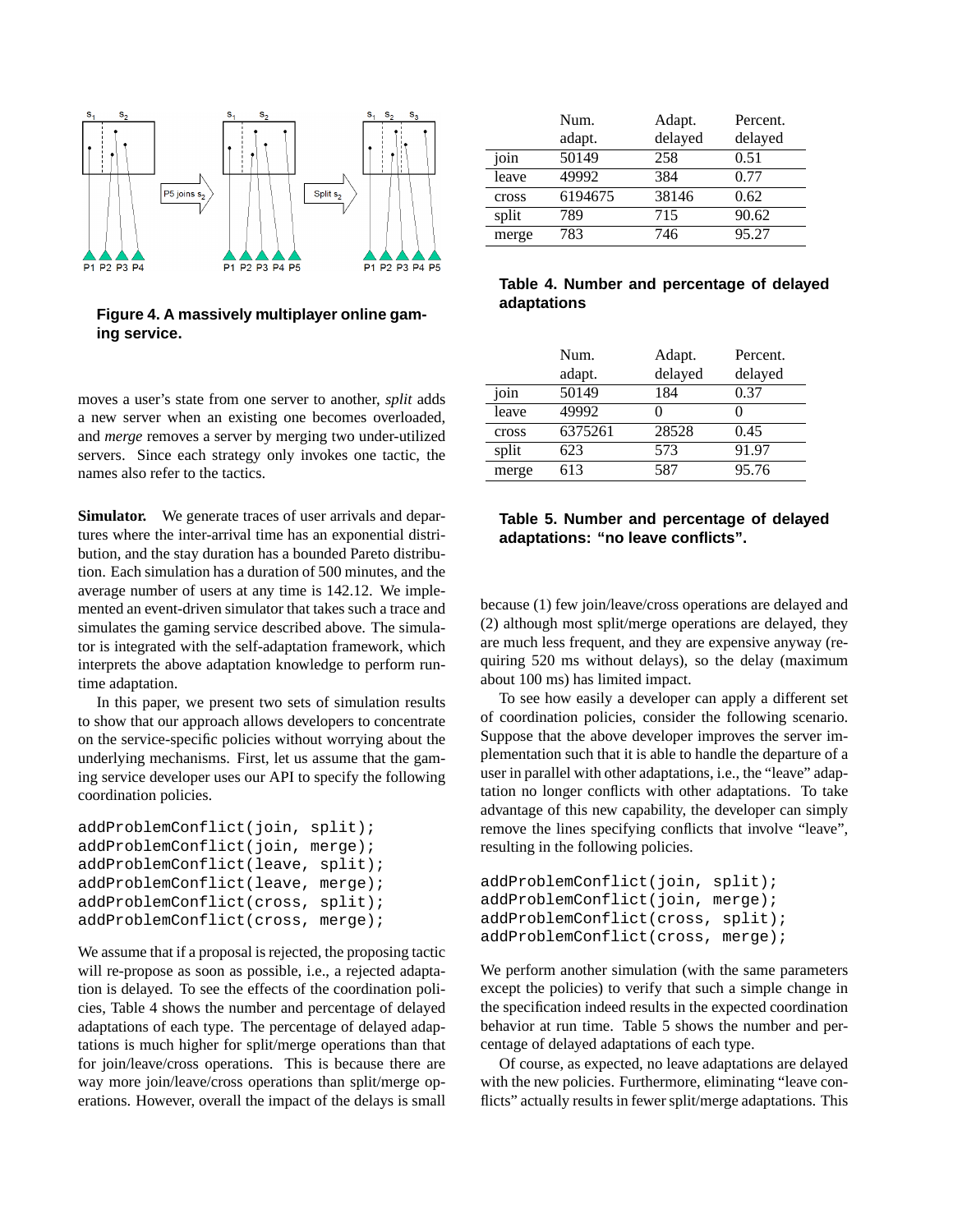**Figure 4. A massively multiplayer online gaming service.**

moves a user's state from one server to another, *split* adds a new server when an existing one becomes overloaded, and *merge* removes a server by merging two under-utilized servers. Since each strategy only invokes one tactic, the names also refer to the tactics.

**Simulator.** We generate traces of user arrivals and departures where the inter-arrival time has an exponential distribution, and the stay duration has a bounded Pareto distribution. Each simulation has a duration of 500 minutes, and the average number of users at any time is 142.12. We implemented an event-driven simulator that takes such a trace and simulates the gaming service described above. The simulator is integrated with the self-adaptation framework, which interprets the above adaptation knowledge to perform runtime adaptation.

In this paper, we present two sets of simulation results to show that our approach allows developers to concentrate on the service-specific policies without worrying about the underlying mechanisms. First, let us assume that the gaming service developer uses our API to specify the following coordination policies.

```
addProblemConflict(join, split);
addProblemConflict(join, merge);
addProblemConflict(leave, split);
addProblemConflict(leave, merge);
addProblemConflict(cross, split);
addProblemConflict(cross, merge);
```

We assume that if a proposal is rejected, the proposing tactic will re-propose as soon as possible, i.e., a rejected adaptation is delayed. To see the effects of the coordination policies, Table 4 shows the number and percentage of delayed adaptations of each type. The percentage of delayed adaptations is much higher for split/merge operations than that for join/leave/cross operations. This is because there are way more join/leave/cross operations than split/merge operations. However, overall the impact of the delays is small because (1) few join/leave/cross operations are delayed and (2) although most split/merge operations are delayed, they are much less frequent, and they are expensive anyway (requiring 520 ms without delays), so the delay (maximum about 100 ms) has limited impact.

| | Num. adapt. | Adapt. delayed | Percent. delayed |
|---|---|---|---|
| join | 50149 | 258 | 0.51 |
| leave | 49992 | 384 | 0.77 |
| cross | 6194675 | 38146 | 0.62 |
| split | 789 | 715 | 90.62 |
| merge | 783 | 746 | 95.27 |

**Table 4. Number and percentage of delayed adaptations**

| | Num. adapt. | Adapt. delayed | Percent. delayed |
|---|---|---|---|
| join | 50149 | 184 | 0.37 |
| leave | 49992 | 0 | 0 |
| cross | 6375261 | 28528 | 0.45 |
| split | 623 | 573 | 91.97 |
| merge | 613 | 587 | 95.76 |

**Table 5. Number and percentage of delayed adaptations: "no leave conflicts".**

To see how easily a developer can apply a different set of coordination policies, consider the following scenario. Suppose that the above developer improves the server implementation such that it is able to handle the departure of a user in parallel with other adaptations, i.e., the "leave" adaptation no longer conflicts with other adaptations. To take advantage of this new capability, the developer can simply remove the lines specifying conflicts that involve "leave", resulting in the following policies.

```
addProblemConflict(join, split);
addProblemConflict(join, merge);
addProblemConflict(cross, split);
addProblemConflict(cross, merge);
```

We perform another simulation (with the same parameters except the policies) to verify that such a simple change in the specification indeed results in the expected coordination behavior at run time. Table 5 shows the number and percentage of delayed adaptations of each type.

Of course, as expected, no leave adaptations are delayed with the new policies. Furthermore, eliminating "leave conflicts" actually results in fewer split/merge adaptations. This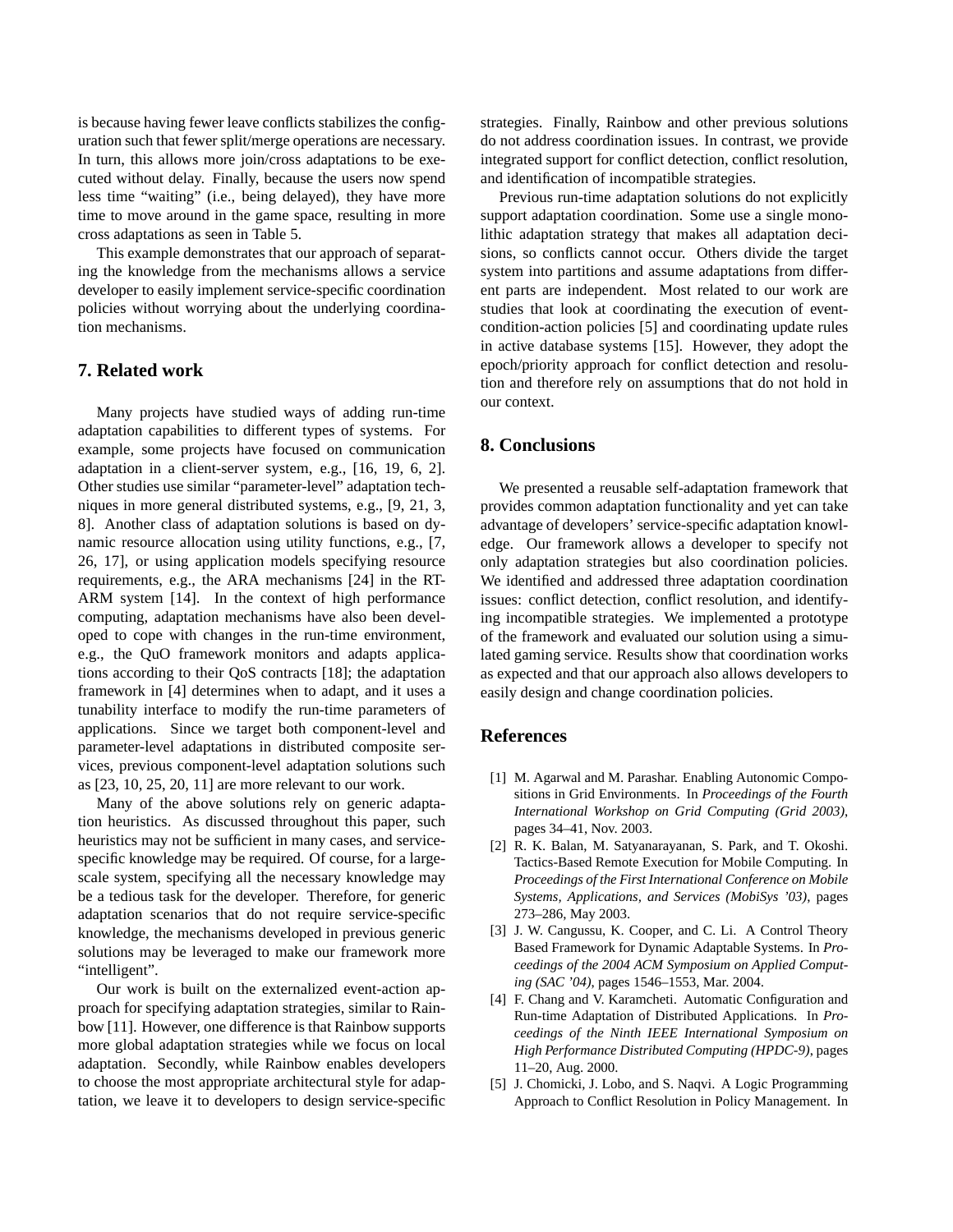is because having fewer leave conflicts stabilizes the configuration such that fewer split/merge operations are necessary. In turn, this allows more join/cross adaptations to be executed without delay. Finally, because the users now spend less time "waiting" (i.e., being delayed), they have more time to move around in the game space, resulting in more cross adaptations as seen in Table 5.

This example demonstrates that our approach of separating the knowledge from the mechanisms allows a service developer to easily implement service-specific coordination policies without worrying about the underlying coordination mechanisms.

## 7. Related work

Many projects have studied ways of adding run-time adaptation capabilities to different types of systems. For example, some projects have focused on communication adaptation in a client-server system, e.g., [16, 19, 6, 2]. Other studies use similar "parameter-level" adaptation techniques in more general distributed systems, e.g., [9, 21, 3, 8]. Another class of adaptation solutions is based on dynamic resource allocation using utility functions, e.g., [7, 26, 17], or using application models specifying resource requirements, e.g., the ARA mechanisms [24] in the RT-ARM system [14]. In the context of high performance computing, adaptation mechanisms have also been developed to cope with changes in the run-time environment, e.g., the QuO framework monitors and adapts applications according to their QoS contracts [18]; the adaptation framework in [4] determines when to adapt, and it uses a tunability interface to modify the run-time parameters of applications. Since we target both component-level and parameter-level adaptations in distributed composite services, previous component-level adaptation solutions such as [23, 10, 25, 20, 11] are more relevant to our work.

Many of the above solutions rely on generic adaptation heuristics. As discussed throughout this paper, such heuristics may not be sufficient in many cases, and service-specific knowledge may be required. Of course, for a large-scale system, specifying all the necessary knowledge may be a tedious task for the developer. Therefore, for generic adaptation scenarios that do not require service-specific knowledge, the mechanisms developed in previous generic solutions may be leveraged to make our framework more "intelligent".

Our work is built on the externalized event-action approach for specifying adaptation strategies, similar to Rainbow [11]. However, one difference is that Rainbow supports more global adaptation strategies while we focus on local adaptation. Secondly, while Rainbow enables developers to choose the most appropriate architectural style for adaptation, we leave it to developers to design service-specific strategies. Finally, Rainbow and other previous solutions do not address coordination issues. In contrast, we provide integrated support for conflict detection, conflict resolution, and identification of incompatible strategies.

Previous run-time adaptation solutions do not explicitly support adaptation coordination. Some use a single monolithic adaptation strategy that makes all adaptation decisions, so conflicts cannot occur. Others divide the target system into partitions and assume adaptations from different parts are independent. Most related to our work are studies that look at coordinating the execution of event-condition-action policies [5] and coordinating update rules in active database systems [15]. However, they adopt the epoch/priority approach for conflict detection and resolution and therefore rely on assumptions that do not hold in our context.

## 8. Conclusions

We presented a reusable self-adaptation framework that provides common adaptation functionality and yet can take advantage of developers' service-specific adaptation knowledge. Our framework allows a developer to specify not only adaptation strategies but also coordination policies. We identified and addressed three adaptation coordination issues: conflict detection, conflict resolution, and identifying incompatible strategies. We implemented a prototype of the framework and evaluated our solution using a simulated gaming service. Results show that coordination works as expected and that our approach also allows developers to easily design and change coordination policies.

## References

[1] M. Agarwal and M. Parashar. Enabling Autonomic Compositions in Grid Environments. In *Proceedings of the Fourth International Workshop on Grid Computing (Grid 2003)*, pages 34–41, Nov. 2003.

[2] R. K. Balan, M. Satyanarayanan, S. Park, and T. Okoshi. Tactics-Based Remote Execution for Mobile Computing. In *Proceedings of the First International Conference on Mobile Systems, Applications, and Services (MobiSys '03)*, pages 273–286, May 2003.

[3] J. W. Cangussu, K. Cooper, and C. Li. A Control Theory Based Framework for Dynamic Adaptable Systems. In *Proceedings of the 2004 ACM Symposium on Applied Computing (SAC '04)*, pages 1546–1553, Mar. 2004.

[4] F. Chang and V. Karamcheti. Automatic Configuration and Run-time Adaptation of Distributed Applications. In *Proceedings of the Ninth IEEE International Symposium on High Performance Distributed Computing (HPDC-9)*, pages 11–20, Aug. 2000.

[5] J. Chomicki, J. Lobo, and S. Naqvi. A Logic Programming Approach to Conflict Resolution in Policy Management. In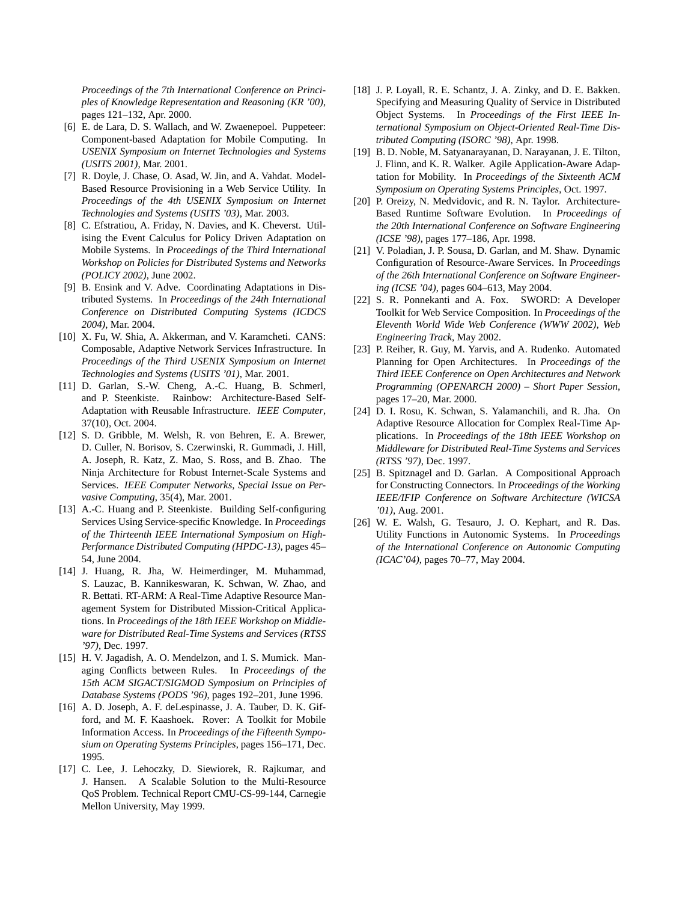*Proceedings of the 7th International Conference on Principles of Knowledge Representation and Reasoning (KR '00)*, pages 121–132, Apr. 2000.

[6] E. de Lara, D. S. Wallach, and W. Zwaenepoel. Puppeteer: Component-based Adaptation for Mobile Computing. In *USENIX Symposium on Internet Technologies and Systems (USITS 2001)*, Mar. 2001.

[7] R. Doyle, J. Chase, O. Asad, W. Jin, and A. Vahdat. Model-Based Resource Provisioning in a Web Service Utility. In *Proceedings of the 4th USENIX Symposium on Internet Technologies and Systems (USITS '03)*, Mar. 2003.

[8] C. Efstratiou, A. Friday, N. Davies, and K. Cheverst. Utilising the Event Calculus for Policy Driven Adaptation on Mobile Systems. In *Proceedings of the Third International Workshop on Policies for Distributed Systems and Networks (POLICY 2002)*, June 2002.

[9] B. Ensink and V. Adve. Coordinating Adaptations in Distributed Systems. In *Proceedings of the 24th International Conference on Distributed Computing Systems (ICDCS 2004)*, Mar. 2004.

[10] X. Fu, W. Shia, A. Akkerman, and V. Karamcheti. CANS: Composable, Adaptive Network Services Infrastructure. In *Proceedings of the Third USENIX Symposium on Internet Technologies and Systems (USITS '01)*, Mar. 2001.

[11] D. Garlan, S.-W. Cheng, A.-C. Huang, B. Schmerl, and P. Steenkiste. Rainbow: Architecture-Based Self-Adaptation with Reusable Infrastructure. *IEEE Computer*, 37(10), Oct. 2004.

[12] S. D. Gribble, M. Welsh, R. von Behren, E. A. Brewer, D. Culler, N. Borisov, S. Czerwinski, R. Gummadi, J. Hill, A. Joseph, R. Katz, Z. Mao, S. Ross, and B. Zhao. The Ninja Architecture for Robust Internet-Scale Systems and Services. *IEEE Computer Networks, Special Issue on Pervasive Computing*, 35(4), Mar. 2001.

[13] A.-C. Huang and P. Steenkiste. Building Self-configuring Services Using Service-specific Knowledge. In *Proceedings of the Thirteenth IEEE International Symposium on High-Performance Distributed Computing (HPDC-13)*, pages 45–54, June 2004.

[14] J. Huang, R. Jha, W. Heimerdinger, M. Muhammad, S. Lauzac, B. Kannikeswaran, K. Schwan, W. Zhao, and R. Bettati. RT-ARM: A Real-Time Adaptive Resource Management System for Distributed Mission-Critical Applications. In *Proceedings of the 18th IEEE Workshop on Middleware for Distributed Real-Time Systems and Services (RTSS '97)*, Dec. 1997.

[15] H. V. Jagadish, A. O. Mendelzon, and I. S. Mumick. Managing Conflicts between Rules. In *Proceedings of the 15th ACM SIGACT/SIGMOD Symposium on Principles of Database Systems (PODS '96)*, pages 192–201, June 1996.

[16] A. D. Joseph, A. F. deLespinasse, J. A. Tauber, D. K. Gifford, and M. F. Kaashoek. Rover: A Toolkit for Mobile Information Access. In *Proceedings of the Fifteenth Symposium on Operating Systems Principles*, pages 156–171, Dec. 1995.

[17] C. Lee, J. Lehoczky, D. Siewiorek, R. Rajkumar, and J. Hansen. A Scalable Solution to the Multi-Resource QoS Problem. Technical Report CMU-CS-99-144, Carnegie Mellon University, May 1999.

[18] J. P. Loyall, R. E. Schantz, J. A. Zinky, and D. E. Bakken. Specifying and Measuring Quality of Service in Distributed Object Systems. In *Proceedings of the First IEEE International Symposium on Object-Oriented Real-Time Distributed Computing (ISORC '98)*, Apr. 1998.

[19] B. D. Noble, M. Satyanarayanan, D. Narayanan, J. E. Tilton, J. Flinn, and K. R. Walker. Agile Application-Aware Adaptation for Mobility. In *Proceedings of the Sixteenth ACM Symposium on Operating Systems Principles*, Oct. 1997.

[20] P. Oreizy, N. Medvidovic, and R. N. Taylor. Architecture-Based Runtime Software Evolution. In *Proceedings of the 20th International Conference on Software Engineering (ICSE '98)*, pages 177–186, Apr. 1998.

[21] V. Poladian, J. P. Sousa, D. Garlan, and M. Shaw. Dynamic Configuration of Resource-Aware Services. In *Proceedings of the 26th International Conference on Software Engineering (ICSE '04)*, pages 604–613, May 2004.

[22] S. R. Ponnekanti and A. Fox. SWORD: A Developer Toolkit for Web Service Composition. In *Proceedings of the Eleventh World Wide Web Conference (WWW 2002), Web Engineering Track*, May 2002.

[23] P. Reiher, R. Guy, M. Yarvis, and A. Rudenko. Automated Planning for Open Architectures. In *Proceedings of the Third IEEE Conference on Open Architectures and Network Programming (OPENARCH 2000) – Short Paper Session*, pages 17–20, Mar. 2000.

[24] D. I. Rosu, K. Schwan, S. Yalamanchili, and R. Jha. On Adaptive Resource Allocation for Complex Real-Time Applications. In *Proceedings of the 18th IEEE Workshop on Middleware for Distributed Real-Time Systems and Services (RTSS '97)*, Dec. 1997.

[25] B. Spitznagel and D. Garlan. A Compositional Approach for Constructing Connectors. In *Proceedings of the Working IEEE/IFIP Conference on Software Architecture (WICSA '01)*, Aug. 2001.

[26] W. E. Walsh, G. Tesauro, J. O. Kephart, and R. Das. Utility Functions in Autonomic Systems. In *Proceedings of the International Conference on Autonomic Computing (ICAC'04)*, pages 70–77, May 2004.